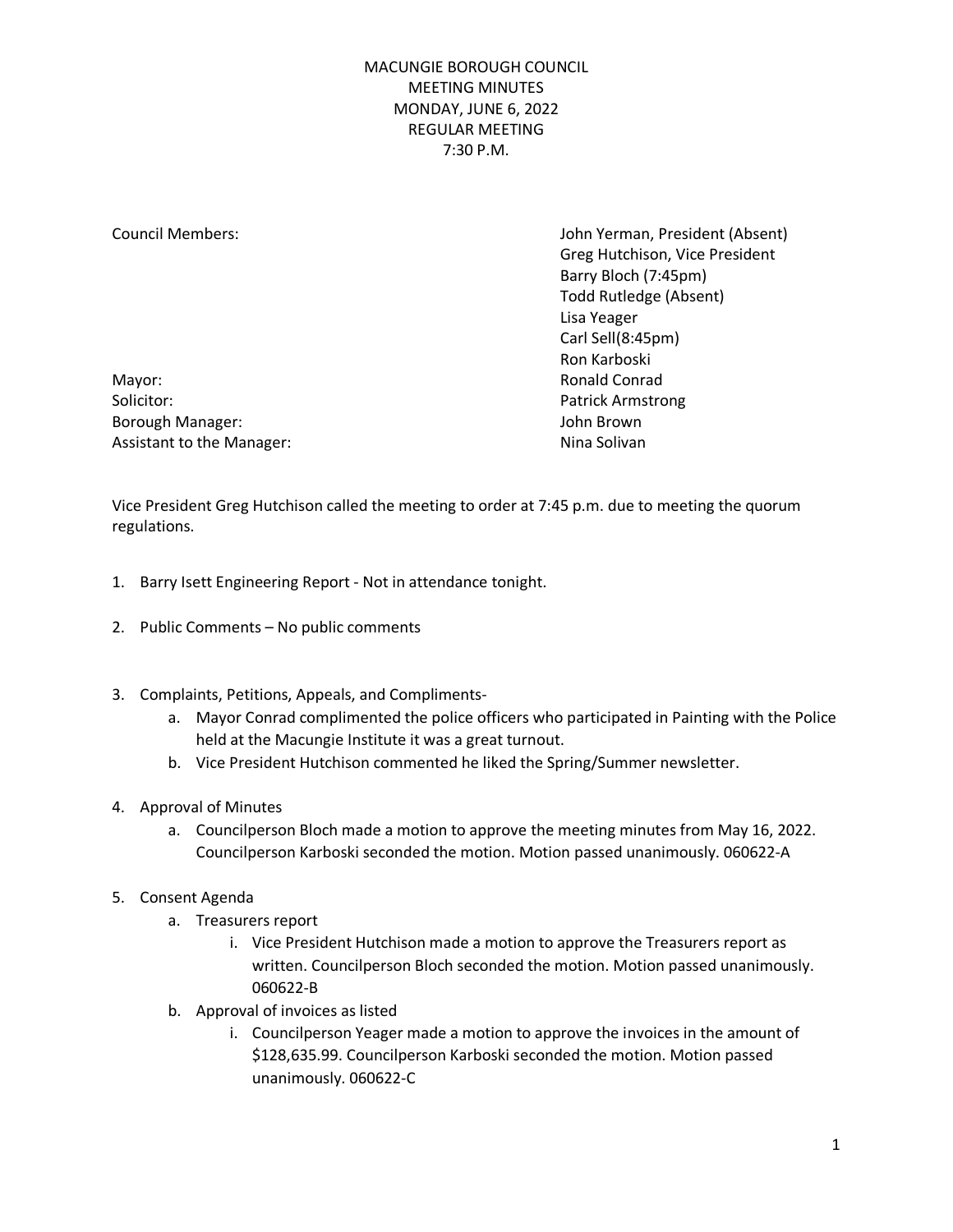# MACUNGIE BOROUGH COUNCIL
## MEETING MINUTES
## MONDAY, JUNE 6, 2022
## REGULAR MEETING
## 7:30 P.M.

| | |
|---|---|
| Council Members: | John Yerman, President (Absent) |
| | Greg Hutchison, Vice President |
| | Barry Bloch (7:45pm) |
| | Todd Rutledge (Absent) |
| | Lisa Yeager |
| | Carl Sell(8:45pm) |
| | Ron Karboski |
| Mayor: | Ronald Conrad |
| Solicitor: | Patrick Armstrong |
| Borough Manager: | John Brown |
| Assistant to the Manager: | Nina Solivan |

Vice President Greg Hutchison called the meeting to order at 7:45 p.m. due to meeting the quorum regulations.

1. Barry Isett Engineering Report - Not in attendance tonight.

2. Public Comments – No public comments

3. Complaints, Petitions, Appeals, and Compliments-
   a. Mayor Conrad complimented the police officers who participated in Painting with the Police held at the Macungie Institute it was a great turnout.
   b. Vice President Hutchison commented he liked the Spring/Summer newsletter.

4. Approval of Minutes
   a. Councilperson Bloch made a motion to approve the meeting minutes from May 16, 2022. Councilperson Karboski seconded the motion. Motion passed unanimously. 060622-A

5. Consent Agenda
   a. Treasurers report
      i. Vice President Hutchison made a motion to approve the Treasurers report as written. Councilperson Bloch seconded the motion. Motion passed unanimously. 060622-B
   b. Approval of invoices as listed
      i. Councilperson Yeager made a motion to approve the invoices in the amount of $128,635.99. Councilperson Karboski seconded the motion. Motion passed unanimously. 060622-C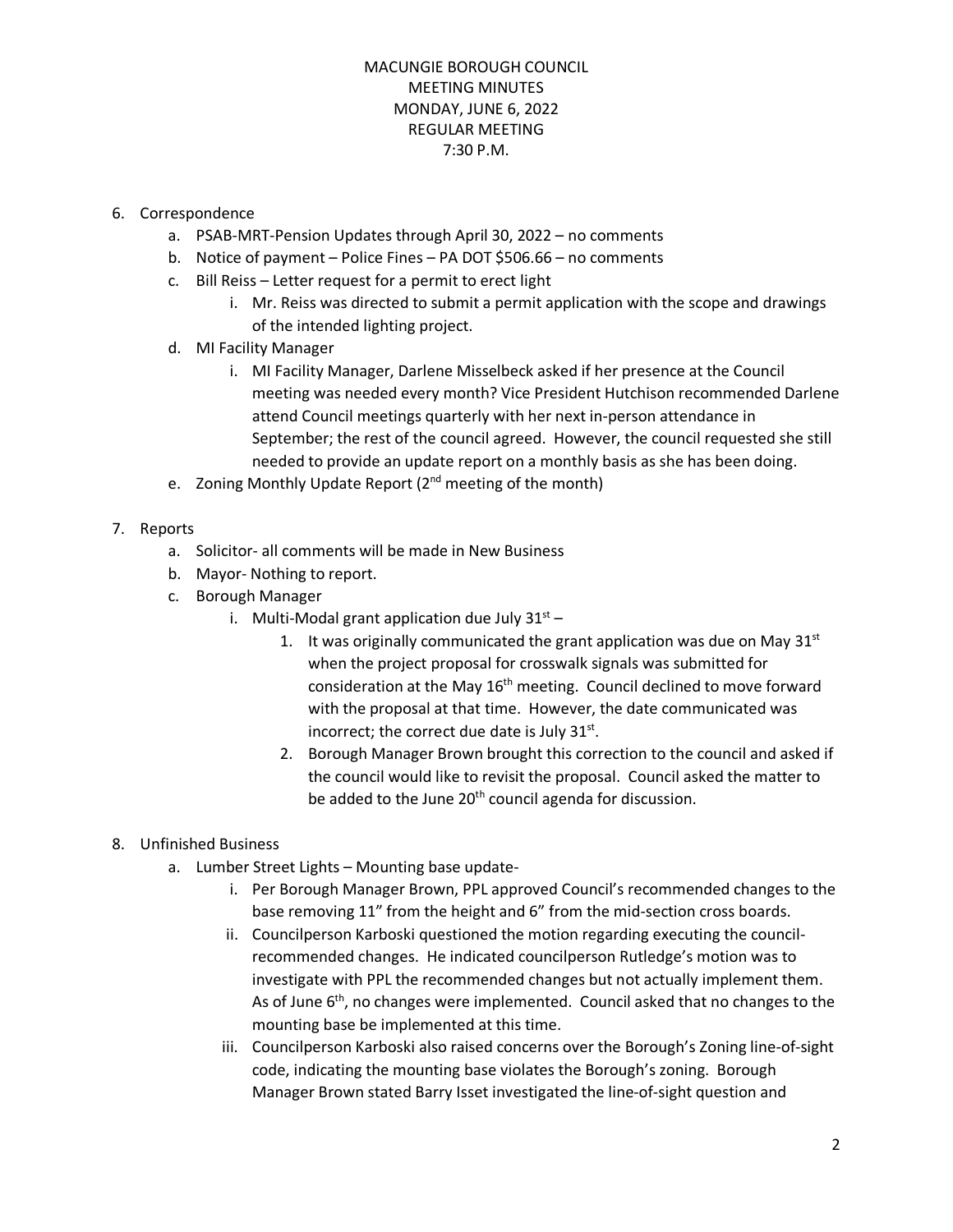MACUNGIE BOROUGH COUNCIL
MEETING MINUTES
MONDAY, JUNE 6, 2022
REGULAR MEETING
7:30 P.M.

6. Correspondence
   a. PSAB-MRT-Pension Updates through April 30, 2022 – no comments
   b. Notice of payment – Police Fines – PA DOT $506.66 – no comments
   c. Bill Reiss – Letter request for a permit to erect light
      i. Mr. Reiss was directed to submit a permit application with the scope and drawings of the intended lighting project.
   d. MI Facility Manager
      i. MI Facility Manager, Darlene Misselbeck asked if her presence at the Council meeting was needed every month? Vice President Hutchison recommended Darlene attend Council meetings quarterly with her next in-person attendance in September; the rest of the council agreed. However, the council requested she still needed to provide an update report on a monthly basis as she has been doing.
   e. Zoning Monthly Update Report (2nd meeting of the month)

7. Reports
   a. Solicitor- all comments will be made in New Business
   b. Mayor- Nothing to report.
   c. Borough Manager
      i. Multi-Modal grant application due July 31st –
         1. It was originally communicated the grant application was due on May 31st when the project proposal for crosswalk signals was submitted for consideration at the May 16th meeting. Council declined to move forward with the proposal at that time. However, the date communicated was incorrect; the correct due date is July 31st.
         2. Borough Manager Brown brought this correction to the council and asked if the council would like to revisit the proposal. Council asked the matter to be added to the June 20th council agenda for discussion.

8. Unfinished Business
   a. Lumber Street Lights – Mounting base update-
      i. Per Borough Manager Brown, PPL approved Council's recommended changes to the base removing 11" from the height and 6" from the mid-section cross boards.
      ii. Councilperson Karboski questioned the motion regarding executing the council-recommended changes. He indicated councilperson Rutledge's motion was to investigate with PPL the recommended changes but not actually implement them. As of June 6th, no changes were implemented. Council asked that no changes to the mounting base be implemented at this time.
      iii. Councilperson Karboski also raised concerns over the Borough's Zoning line-of-sight code, indicating the mounting base violates the Borough's zoning. Borough Manager Brown stated Barry Isset investigated the line-of-sight question and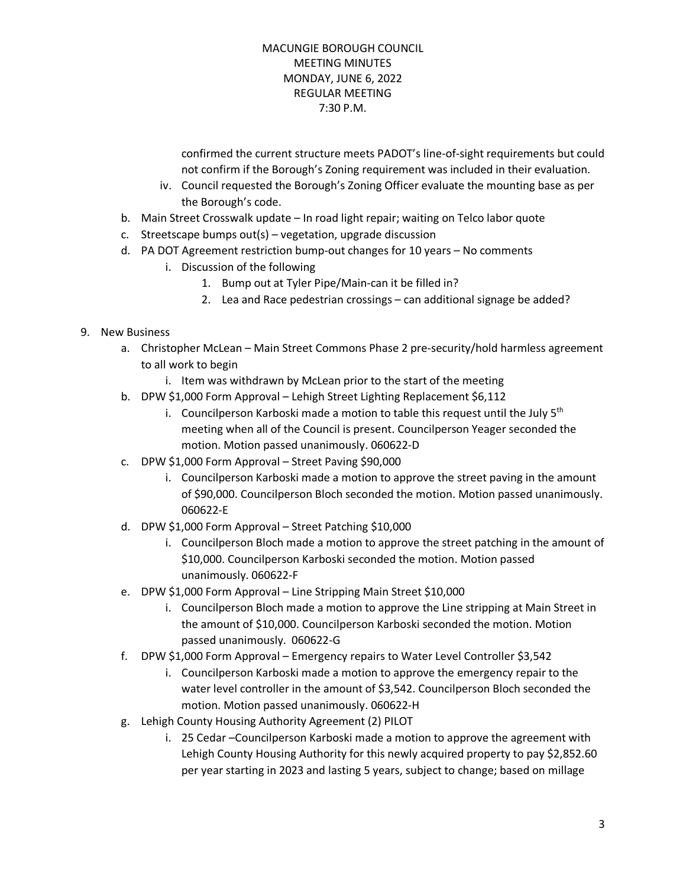confirmed the current structure meets PADOT's line-of-sight requirements but could not confirm if the Borough's Zoning requirement was included in their evaluation.

   iv. Council requested the Borough's Zoning Officer evaluate the mounting base as per the Borough's code.

b. Main Street Crosswalk update – In road light repair; waiting on Telco labor quote
c. Streetscape bumps out(s) – vegetation, upgrade discussion
d. PA DOT Agreement restriction bump-out changes for 10 years – No comments
   i. Discussion of the following
      1. Bump out at Tyler Pipe/Main-can it be filled in?
      2. Lea and Race pedestrian crossings – can additional signage be added?

9. New Business
   a. Christopher McLean – Main Street Commons Phase 2 pre-security/hold harmless agreement to all work to begin
      i. Item was withdrawn by McLean prior to the start of the meeting
   b. DPW $1,000 Form Approval – Lehigh Street Lighting Replacement $6,112
      i. Councilperson Karboski made a motion to table this request until the July 5th meeting when all of the Council is present. Councilperson Yeager seconded the motion. Motion passed unanimously. 060622-D
   c. DPW $1,000 Form Approval – Street Paving $90,000
      i. Councilperson Karboski made a motion to approve the street paving in the amount of $90,000. Councilperson Bloch seconded the motion. Motion passed unanimously. 060622-E
   d. DPW $1,000 Form Approval – Street Patching $10,000
      i. Councilperson Bloch made a motion to approve the street patching in the amount of $10,000. Councilperson Karboski seconded the motion. Motion passed unanimously. 060622-F
   e. DPW $1,000 Form Approval – Line Stripping Main Street $10,000
      i. Councilperson Bloch made a motion to approve the Line stripping at Main Street in the amount of $10,000. Councilperson Karboski seconded the motion. Motion passed unanimously. 060622-G
   f. DPW $1,000 Form Approval – Emergency repairs to Water Level Controller $3,542
      i. Councilperson Karboski made a motion to approve the emergency repair to the water level controller in the amount of $3,542. Councilperson Bloch seconded the motion. Motion passed unanimously. 060622-H
   g. Lehigh County Housing Authority Agreement (2) PILOT
      i. 25 Cedar –Councilperson Karboski made a motion to approve the agreement with Lehigh County Housing Authority for this newly acquired property to pay $2,852.60 per year starting in 2023 and lasting 5 years, subject to change; based on millage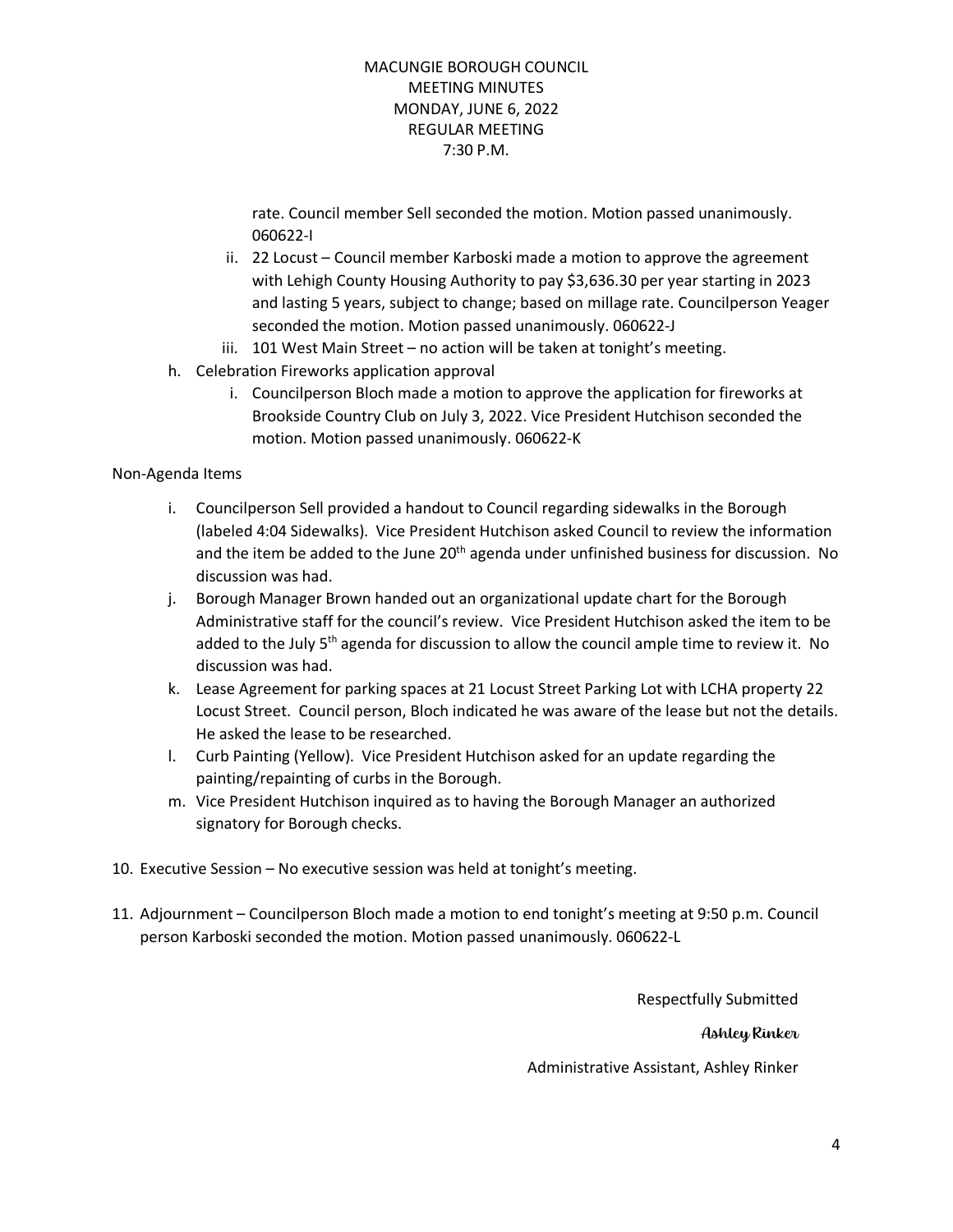rate. Council member Sell seconded the motion. Motion passed unanimously. 060622-I

   ii. 22 Locust – Council member Karboski made a motion to approve the agreement with Lehigh County Housing Authority to pay $3,636.30 per year starting in 2023 and lasting 5 years, subject to change; based on millage rate. Councilperson Yeager seconded the motion. Motion passed unanimously. 060622-J

   iii. 101 West Main Street – no action will be taken at tonight's meeting.

h. Celebration Fireworks application approval

   i. Councilperson Bloch made a motion to approve the application for fireworks at Brookside Country Club on July 3, 2022. Vice President Hutchison seconded the motion. Motion passed unanimously. 060622-K

Non-Agenda Items

i. Councilperson Sell provided a handout to Council regarding sidewalks in the Borough (labeled 4:04 Sidewalks). Vice President Hutchison asked Council to review the information and the item be added to the June 20th agenda under unfinished business for discussion. No discussion was had.

j. Borough Manager Brown handed out an organizational update chart for the Borough Administrative staff for the council's review. Vice President Hutchison asked the item to be added to the July 5th agenda for discussion to allow the council ample time to review it. No discussion was had.

k. Lease Agreement for parking spaces at 21 Locust Street Parking Lot with LCHA property 22 Locust Street. Council person, Bloch indicated he was aware of the lease but not the details. He asked the lease to be researched.

l. Curb Painting (Yellow). Vice President Hutchison asked for an update regarding the painting/repainting of curbs in the Borough.

m. Vice President Hutchison inquired as to having the Borough Manager an authorized signatory for Borough checks.

10. Executive Session – No executive session was held at tonight's meeting.

11. Adjournment – Councilperson Bloch made a motion to end tonight's meeting at 9:50 p.m. Council person Karboski seconded the motion. Motion passed unanimously. 060622-L

Respectfully Submitted

*Ashley Rinker*

Administrative Assistant, Ashley Rinker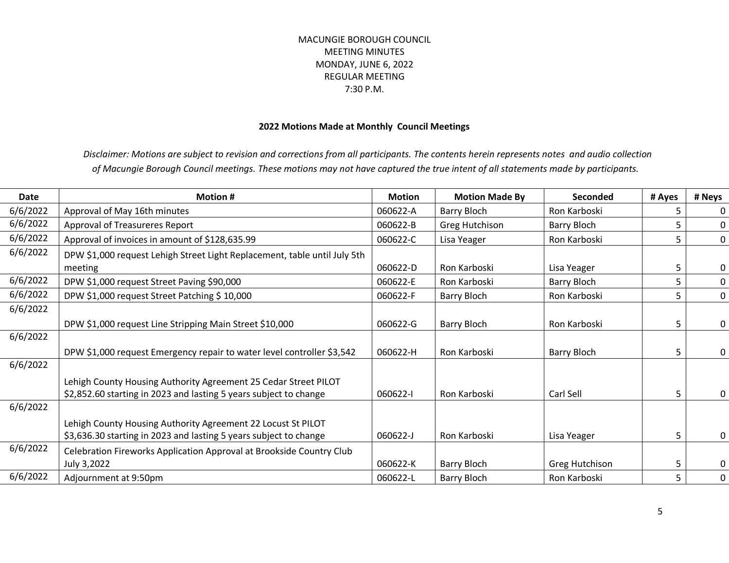MACUNGIE BOROUGH COUNCIL
MEETING MINUTES
MONDAY, JUNE 6, 2022
REGULAR MEETING
7:30 P.M.

**2022 Motions Made at Monthly Council Meetings**

*Disclaimer: Motions are subject to revision and corrections from all participants. The contents herein represents notes and audio collection of Macungie Borough Council meetings. These motions may not have captured the true intent of all statements made by participants.*

| Date | Motion # | Motion | Motion Made By | Seconded | # Ayes | # Neys |
|---|---|---|---|---|---|---|
| 6/6/2022 | Approval of May 16th minutes | 060622-A | Barry Bloch | Ron Karboski | 5 | 0 |
| 6/6/2022 | Approval of Treasureres Report | 060622-B | Greg Hutchison | Barry Bloch | 5 | 0 |
| 6/6/2022 | Approval of invoices in amount of $128,635.99 | 060622-C | Lisa Yeager | Ron Karboski | 5 | 0 |
| 6/6/2022 | DPW $1,000 request Lehigh Street Light Replacement, table until July 5th meeting | 060622-D | Ron Karboski | Lisa Yeager | 5 | 0 |
| 6/6/2022 | DPW $1,000 request Street Paving $90,000 | 060622-E | Ron Karboski | Barry Bloch | 5 | 0 |
| 6/6/2022 | DPW $1,000 request Street Patching $ 10,000 | 060622-F | Barry Bloch | Ron Karboski | 5 | 0 |
| 6/6/2022 | DPW $1,000 request Line Stripping Main Street $10,000 | 060622-G | Barry Bloch | Ron Karboski | 5 | 0 |
| 6/6/2022 | DPW $1,000 request Emergency repair to water level controller $3,542 | 060622-H | Ron Karboski | Barry Bloch | 5 | 0 |
| 6/6/2022 | Lehigh County Housing Authority Agreement 25 Cedar Street PILOT $2,852.60 starting in 2023 and lasting 5 years subject to change | 060622-I | Ron Karboski | Carl Sell | 5 | 0 |
| 6/6/2022 | Lehigh County Housing Authority Agreement 22 Locust St PILOT $3,636.30 starting in 2023 and lasting 5 years subject to change | 060622-J | Ron Karboski | Lisa Yeager | 5 | 0 |
| 6/6/2022 | Celebration Fireworks Application Approval at Brookside Country Club July 3,2022 | 060622-K | Barry Bloch | Greg Hutchison | 5 | 0 |
| 6/6/2022 | Adjournment at 9:50pm | 060622-L | Barry Bloch | Ron Karboski | 5 | 0 |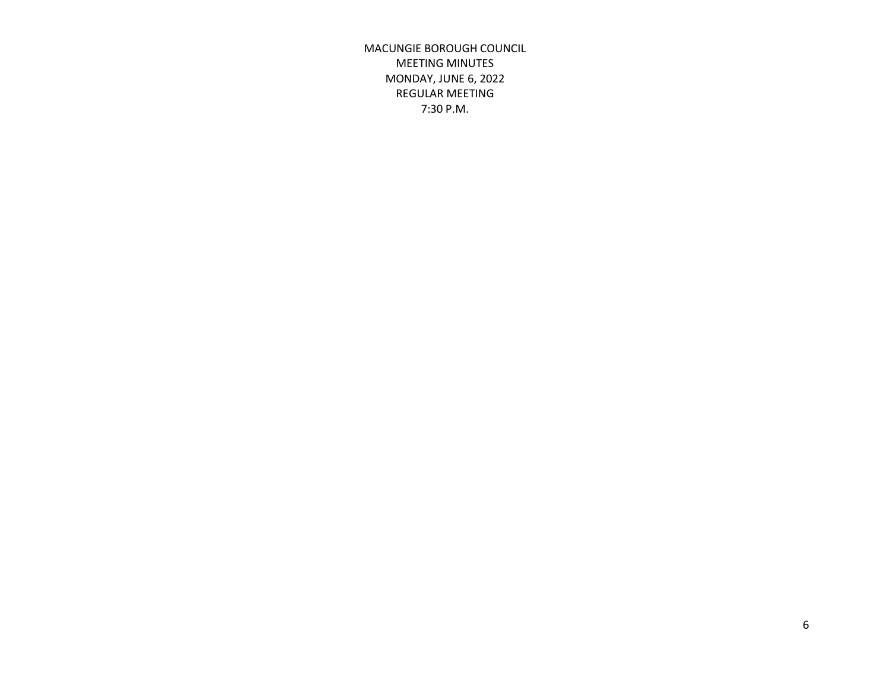MACUNGIE BOROUGH COUNCIL
MEETING MINUTES
MONDAY, JUNE 6, 2022
REGULAR MEETING
7:30 P.M.